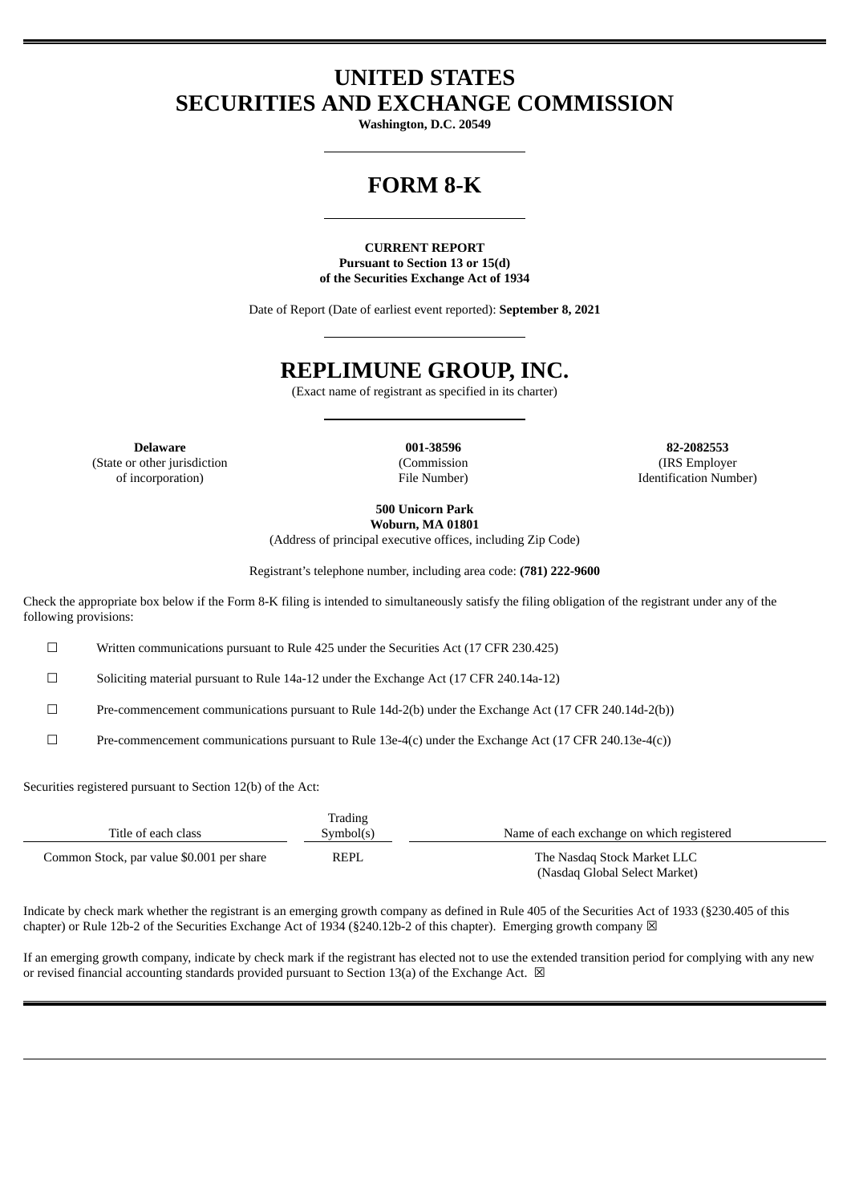# UNITED STATES
# SECURITIES AND EXCHANGE COMMISSION

**Washington, D.C. 20549**

# FORM 8-K

**CURRENT REPORT**
**Pursuant to Section 13 or 15(d)**
**of the Securities Exchange Act of 1934**

Date of Report (Date of earliest event reported): **September 8, 2021**

# REPLIMUNE GROUP, INC.

(Exact name of registrant as specified in its charter)

| **Delaware** | **001-38596** | **82-2082553** |
|---|---|---|
| (State or other jurisdiction of incorporation) | (Commission File Number) | (IRS Employer Identification Number) |

**500 Unicorn Park**
**Woburn, MA 01801**
(Address of principal executive offices, including Zip Code)

Registrant's telephone number, including area code: **(781) 222-9600**

Check the appropriate box below if the Form 8-K filing is intended to simultaneously satisfy the filing obligation of the registrant under any of the following provisions:

☐ Written communications pursuant to Rule 425 under the Securities Act (17 CFR 230.425)

☐ Soliciting material pursuant to Rule 14a-12 under the Exchange Act (17 CFR 240.14a-12)

☐ Pre-commencement communications pursuant to Rule 14d-2(b) under the Exchange Act (17 CFR 240.14d-2(b))

☐ Pre-commencement communications pursuant to Rule 13e-4(c) under the Exchange Act (17 CFR 240.13e-4(c))

Securities registered pursuant to Section 12(b) of the Act:

| Title of each class | Trading Symbol(s) | Name of each exchange on which registered |
|---|---|---|
| Common Stock, par value $0.001 per share | REPL | The Nasdaq Stock Market LLC (Nasdaq Global Select Market) |

Indicate by check mark whether the registrant is an emerging growth company as defined in Rule 405 of the Securities Act of 1933 (§230.405 of this chapter) or Rule 12b-2 of the Securities Exchange Act of 1934 (§240.12b-2 of this chapter). Emerging growth company ☒

If an emerging growth company, indicate by check mark if the registrant has elected not to use the extended transition period for complying with any new or revised financial accounting standards provided pursuant to Section 13(a) of the Exchange Act. ☒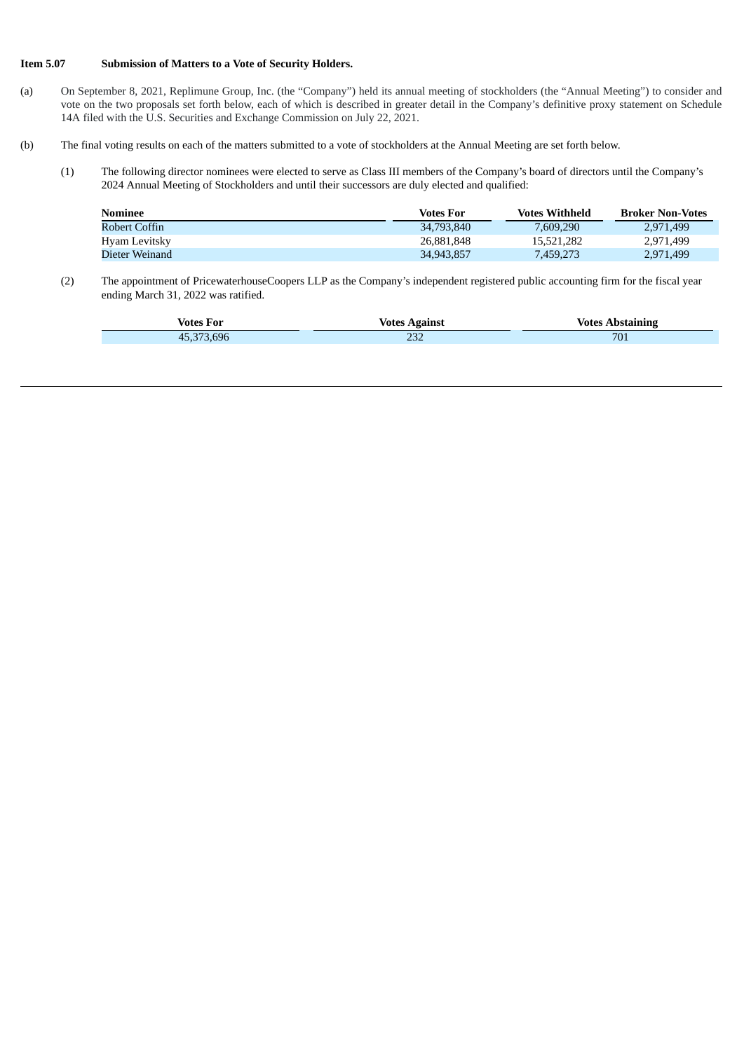**Item 5.07 Submission of Matters to a Vote of Security Holders.**

(a) On September 8, 2021, Replimune Group, Inc. (the "Company") held its annual meeting of stockholders (the "Annual Meeting") to consider and vote on the two proposals set forth below, each of which is described in greater detail in the Company's definitive proxy statement on Schedule 14A filed with the U.S. Securities and Exchange Commission on July 22, 2021.

(b) The final voting results on each of the matters submitted to a vote of stockholders at the Annual Meeting are set forth below.

(1) The following director nominees were elected to serve as Class III members of the Company's board of directors until the Company's 2024 Annual Meeting of Stockholders and until their successors are duly elected and qualified:

| Nominee | Votes For | Votes Withheld | Broker Non-Votes |
|---|---|---|---|
| Robert Coffin | 34,793,840 | 7,609,290 | 2,971,499 |
| Hyam Levitsky | 26,881,848 | 15,521,282 | 2,971,499 |
| Dieter Weinand | 34,943,857 | 7,459,273 | 2,971,499 |

(2) The appointment of PricewaterhouseCoopers LLP as the Company's independent registered public accounting firm for the fiscal year ending March 31, 2022 was ratified.

| Votes For | Votes Against | Votes Abstaining |
|---|---|---|
| 45,373,696 | 232 | 701 |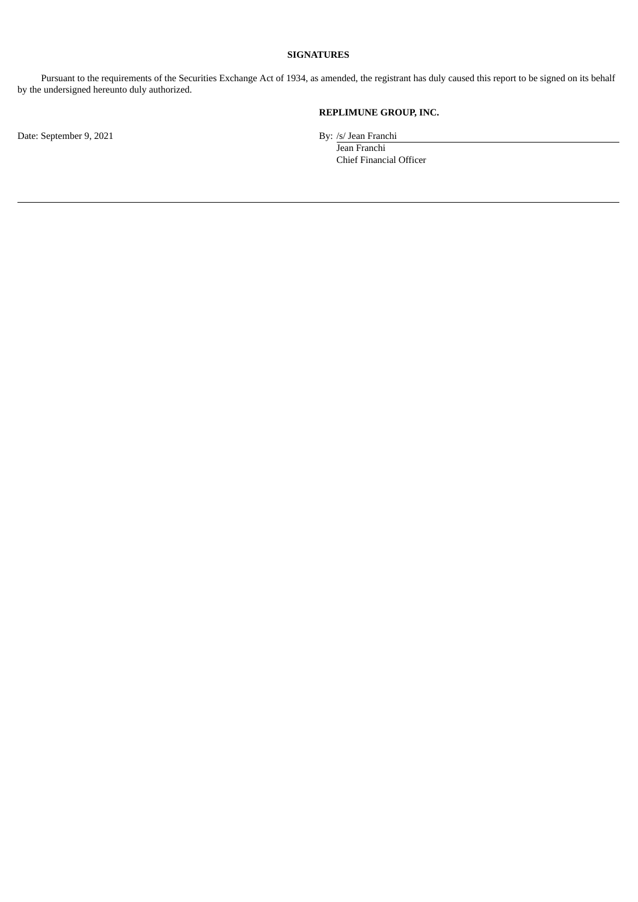**SIGNATURES**

Pursuant to the requirements of the Securities Exchange Act of 1934, as amended, the registrant has duly caused this report to be signed on its behalf by the undersigned hereunto duly authorized.

**REPLIMUNE GROUP, INC.**

Date: September 9, 2021

By: /s/ Jean Franchi
Jean Franchi
Chief Financial Officer